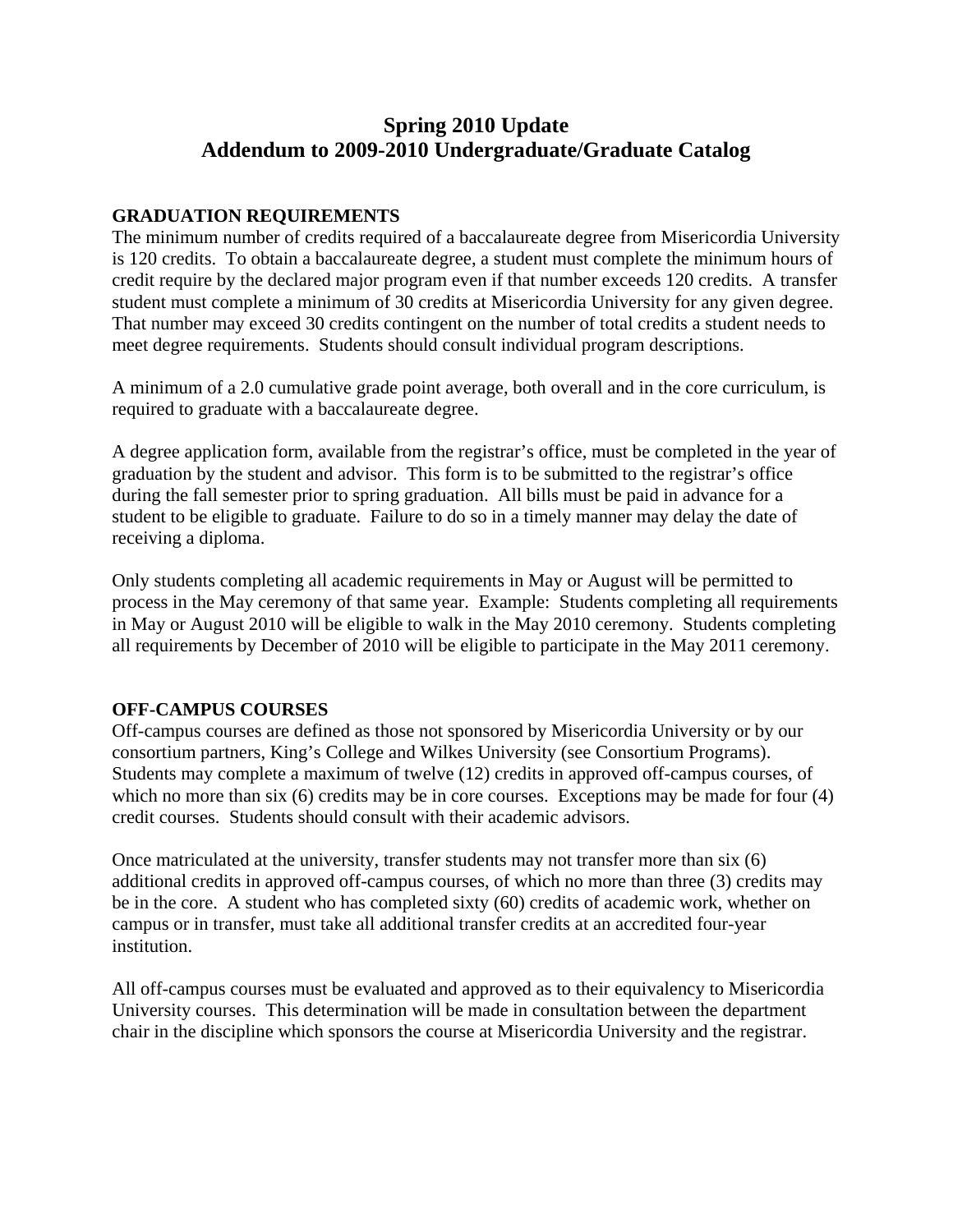# Spring 2010 Update
# Addendum to 2009-2010 Undergraduate/Graduate Catalog

## GRADUATION REQUIREMENTS

The minimum number of credits required of a baccalaureate degree from Misericordia University is 120 credits. To obtain a baccalaureate degree, a student must complete the minimum hours of credit require by the declared major program even if that number exceeds 120 credits. A transfer student must complete a minimum of 30 credits at Misericordia University for any given degree. That number may exceed 30 credits contingent on the number of total credits a student needs to meet degree requirements. Students should consult individual program descriptions.

A minimum of a 2.0 cumulative grade point average, both overall and in the core curriculum, is required to graduate with a baccalaureate degree.

A degree application form, available from the registrar's office, must be completed in the year of graduation by the student and advisor. This form is to be submitted to the registrar's office during the fall semester prior to spring graduation. All bills must be paid in advance for a student to be eligible to graduate. Failure to do so in a timely manner may delay the date of receiving a diploma.

Only students completing all academic requirements in May or August will be permitted to process in the May ceremony of that same year. Example: Students completing all requirements in May or August 2010 will be eligible to walk in the May 2010 ceremony. Students completing all requirements by December of 2010 will be eligible to participate in the May 2011 ceremony.

## OFF-CAMPUS COURSES

Off-campus courses are defined as those not sponsored by Misericordia University or by our consortium partners, King's College and Wilkes University (see Consortium Programs). Students may complete a maximum of twelve (12) credits in approved off-campus courses, of which no more than six (6) credits may be in core courses. Exceptions may be made for four (4) credit courses. Students should consult with their academic advisors.

Once matriculated at the university, transfer students may not transfer more than six (6) additional credits in approved off-campus courses, of which no more than three (3) credits may be in the core. A student who has completed sixty (60) credits of academic work, whether on campus or in transfer, must take all additional transfer credits at an accredited four-year institution.

All off-campus courses must be evaluated and approved as to their equivalency to Misericordia University courses. This determination will be made in consultation between the department chair in the discipline which sponsors the course at Misericordia University and the registrar.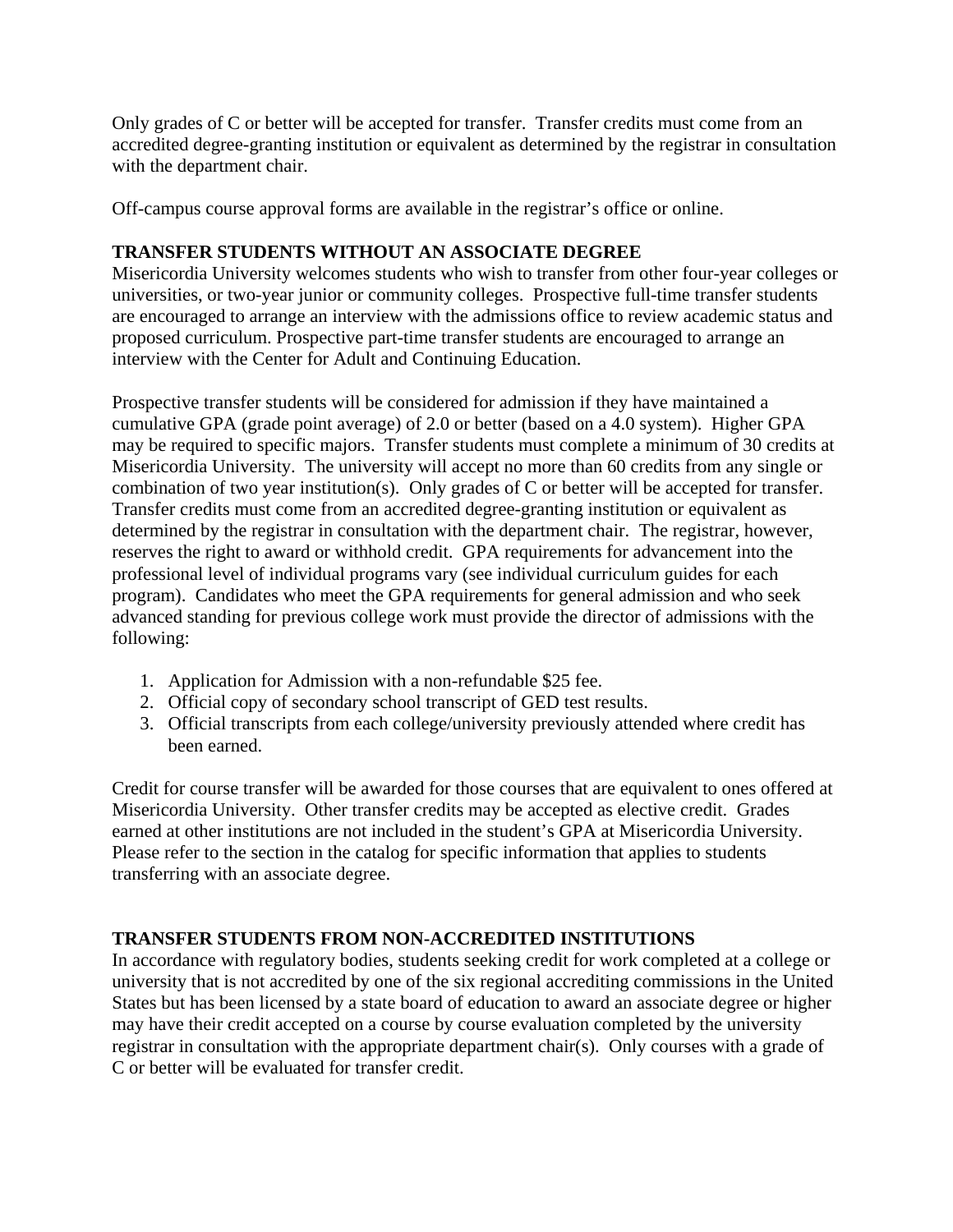Only grades of C or better will be accepted for transfer. Transfer credits must come from an accredited degree-granting institution or equivalent as determined by the registrar in consultation with the department chair.

Off-campus course approval forms are available in the registrar's office or online.

**TRANSFER STUDENTS WITHOUT AN ASSOCIATE DEGREE**

Misericordia University welcomes students who wish to transfer from other four-year colleges or universities, or two-year junior or community colleges. Prospective full-time transfer students are encouraged to arrange an interview with the admissions office to review academic status and proposed curriculum. Prospective part-time transfer students are encouraged to arrange an interview with the Center for Adult and Continuing Education.

Prospective transfer students will be considered for admission if they have maintained a cumulative GPA (grade point average) of 2.0 or better (based on a 4.0 system). Higher GPA may be required to specific majors. Transfer students must complete a minimum of 30 credits at Misericordia University. The university will accept no more than 60 credits from any single or combination of two year institution(s). Only grades of C or better will be accepted for transfer. Transfer credits must come from an accredited degree-granting institution or equivalent as determined by the registrar in consultation with the department chair. The registrar, however, reserves the right to award or withhold credit. GPA requirements for advancement into the professional level of individual programs vary (see individual curriculum guides for each program). Candidates who meet the GPA requirements for general admission and who seek advanced standing for previous college work must provide the director of admissions with the following:

1. Application for Admission with a non-refundable $25 fee.
2. Official copy of secondary school transcript of GED test results.
3. Official transcripts from each college/university previously attended where credit has been earned.

Credit for course transfer will be awarded for those courses that are equivalent to ones offered at Misericordia University. Other transfer credits may be accepted as elective credit. Grades earned at other institutions are not included in the student's GPA at Misericordia University. Please refer to the section in the catalog for specific information that applies to students transferring with an associate degree.

**TRANSFER STUDENTS FROM NON-ACCREDITED INSTITUTIONS**

In accordance with regulatory bodies, students seeking credit for work completed at a college or university that is not accredited by one of the six regional accrediting commissions in the United States but has been licensed by a state board of education to award an associate degree or higher may have their credit accepted on a course by course evaluation completed by the university registrar in consultation with the appropriate department chair(s). Only courses with a grade of C or better will be evaluated for transfer credit.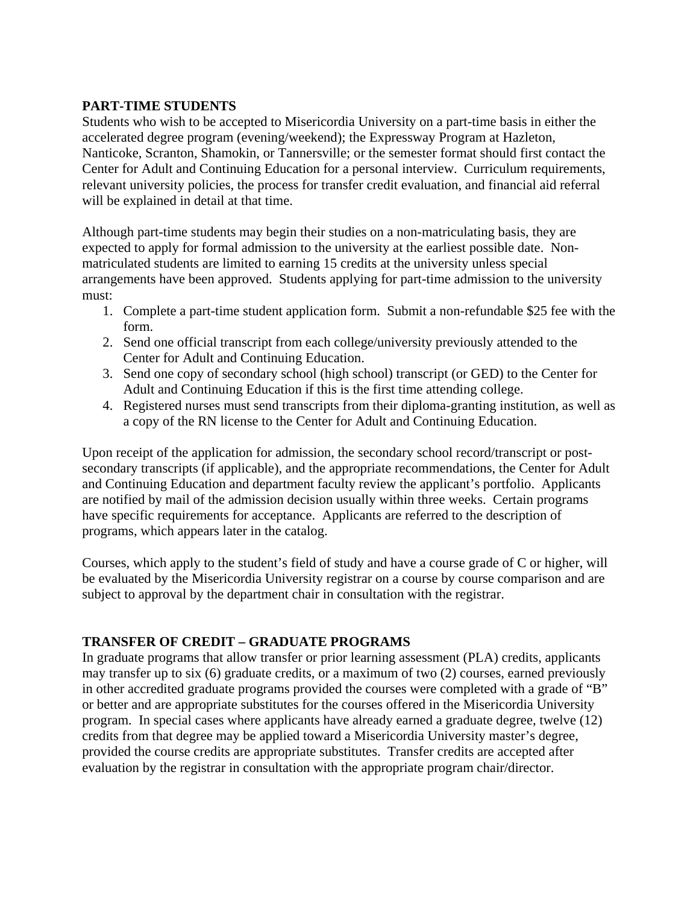## PART-TIME STUDENTS

Students who wish to be accepted to Misericordia University on a part-time basis in either the accelerated degree program (evening/weekend); the Expressway Program at Hazleton, Nanticoke, Scranton, Shamokin, or Tannersville; or the semester format should first contact the Center for Adult and Continuing Education for a personal interview. Curriculum requirements, relevant university policies, the process for transfer credit evaluation, and financial aid referral will be explained in detail at that time.

Although part-time students may begin their studies on a non-matriculating basis, they are expected to apply for formal admission to the university at the earliest possible date. Non-matriculated students are limited to earning 15 credits at the university unless special arrangements have been approved. Students applying for part-time admission to the university must:

1. Complete a part-time student application form. Submit a non-refundable $25 fee with the form.
2. Send one official transcript from each college/university previously attended to the Center for Adult and Continuing Education.
3. Send one copy of secondary school (high school) transcript (or GED) to the Center for Adult and Continuing Education if this is the first time attending college.
4. Registered nurses must send transcripts from their diploma-granting institution, as well as a copy of the RN license to the Center for Adult and Continuing Education.

Upon receipt of the application for admission, the secondary school record/transcript or post-secondary transcripts (if applicable), and the appropriate recommendations, the Center for Adult and Continuing Education and department faculty review the applicant's portfolio. Applicants are notified by mail of the admission decision usually within three weeks. Certain programs have specific requirements for acceptance. Applicants are referred to the description of programs, which appears later in the catalog.

Courses, which apply to the student's field of study and have a course grade of C or higher, will be evaluated by the Misericordia University registrar on a course by course comparison and are subject to approval by the department chair in consultation with the registrar.

## TRANSFER OF CREDIT – GRADUATE PROGRAMS

In graduate programs that allow transfer or prior learning assessment (PLA) credits, applicants may transfer up to six (6) graduate credits, or a maximum of two (2) courses, earned previously in other accredited graduate programs provided the courses were completed with a grade of "B" or better and are appropriate substitutes for the courses offered in the Misericordia University program. In special cases where applicants have already earned a graduate degree, twelve (12) credits from that degree may be applied toward a Misericordia University master's degree, provided the course credits are appropriate substitutes. Transfer credits are accepted after evaluation by the registrar in consultation with the appropriate program chair/director.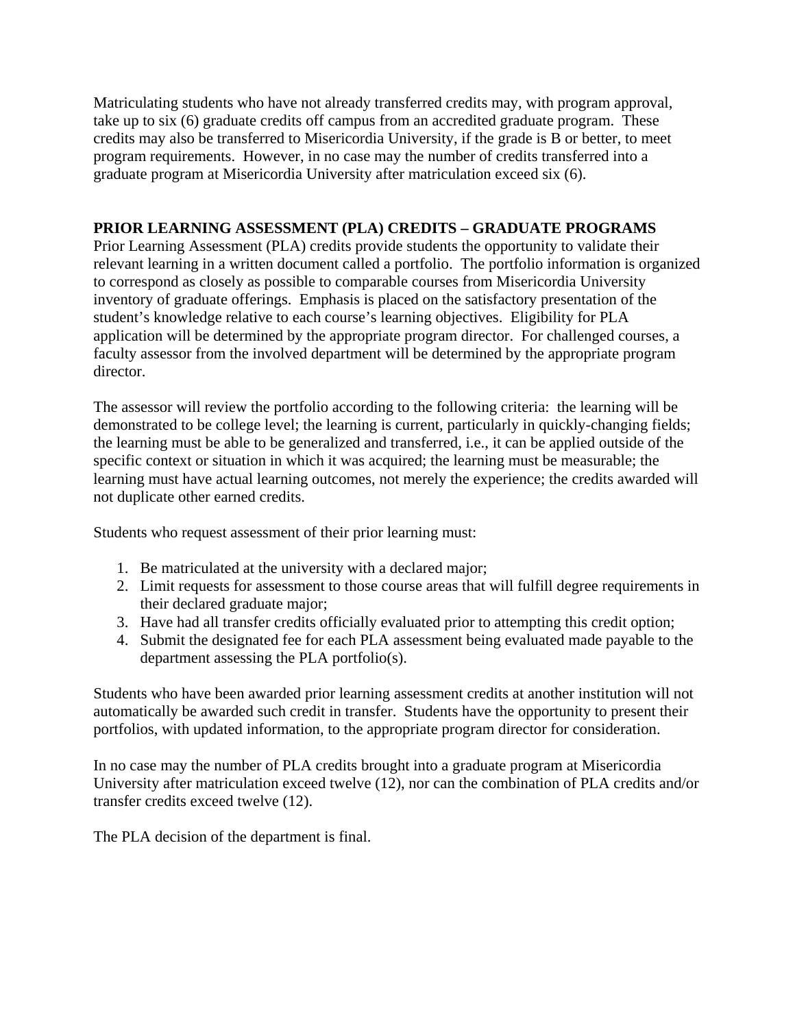Matriculating students who have not already transferred credits may, with program approval, take up to six (6) graduate credits off campus from an accredited graduate program. These credits may also be transferred to Misericordia University, if the grade is B or better, to meet program requirements. However, in no case may the number of credits transferred into a graduate program at Misericordia University after matriculation exceed six (6).

## PRIOR LEARNING ASSESSMENT (PLA) CREDITS – GRADUATE PROGRAMS

Prior Learning Assessment (PLA) credits provide students the opportunity to validate their relevant learning in a written document called a portfolio. The portfolio information is organized to correspond as closely as possible to comparable courses from Misericordia University inventory of graduate offerings. Emphasis is placed on the satisfactory presentation of the student's knowledge relative to each course's learning objectives. Eligibility for PLA application will be determined by the appropriate program director. For challenged courses, a faculty assessor from the involved department will be determined by the appropriate program director.

The assessor will review the portfolio according to the following criteria: the learning will be demonstrated to be college level; the learning is current, particularly in quickly-changing fields; the learning must be able to be generalized and transferred, i.e., it can be applied outside of the specific context or situation in which it was acquired; the learning must be measurable; the learning must have actual learning outcomes, not merely the experience; the credits awarded will not duplicate other earned credits.

Students who request assessment of their prior learning must:

1. Be matriculated at the university with a declared major;
2. Limit requests for assessment to those course areas that will fulfill degree requirements in their declared graduate major;
3. Have had all transfer credits officially evaluated prior to attempting this credit option;
4. Submit the designated fee for each PLA assessment being evaluated made payable to the department assessing the PLA portfolio(s).

Students who have been awarded prior learning assessment credits at another institution will not automatically be awarded such credit in transfer. Students have the opportunity to present their portfolios, with updated information, to the appropriate program director for consideration.

In no case may the number of PLA credits brought into a graduate program at Misericordia University after matriculation exceed twelve (12), nor can the combination of PLA credits and/or transfer credits exceed twelve (12).

The PLA decision of the department is final.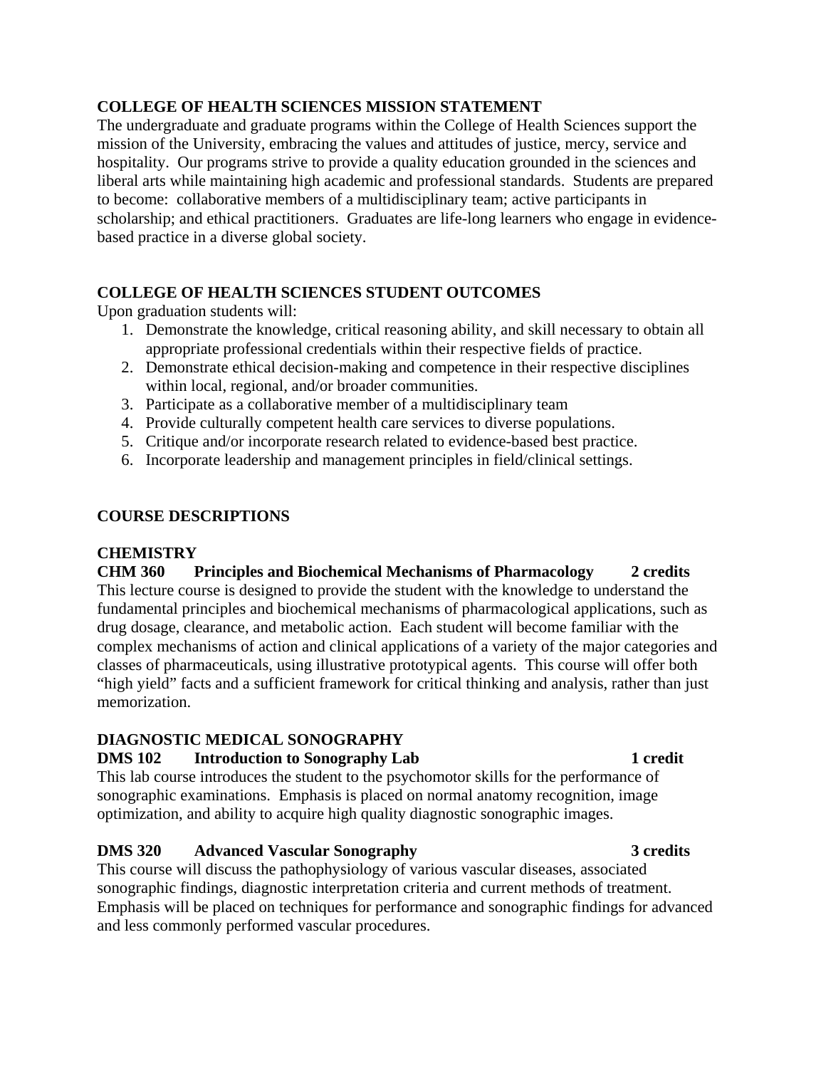## COLLEGE OF HEALTH SCIENCES MISSION STATEMENT

The undergraduate and graduate programs within the College of Health Sciences support the mission of the University, embracing the values and attitudes of justice, mercy, service and hospitality. Our programs strive to provide a quality education grounded in the sciences and liberal arts while maintaining high academic and professional standards. Students are prepared to become: collaborative members of a multidisciplinary team; active participants in scholarship; and ethical practitioners. Graduates are life-long learners who engage in evidence-based practice in a diverse global society.

## COLLEGE OF HEALTH SCIENCES STUDENT OUTCOMES

Upon graduation students will:

1. Demonstrate the knowledge, critical reasoning ability, and skill necessary to obtain all appropriate professional credentials within their respective fields of practice.
2. Demonstrate ethical decision-making and competence in their respective disciplines within local, regional, and/or broader communities.
3. Participate as a collaborative member of a multidisciplinary team
4. Provide culturally competent health care services to diverse populations.
5. Critique and/or incorporate research related to evidence-based best practice.
6. Incorporate leadership and management principles in field/clinical settings.

## COURSE DESCRIPTIONS

### CHEMISTRY

**CHM 360 Principles and Biochemical Mechanisms of Pharmacology 2 credits**

This lecture course is designed to provide the student with the knowledge to understand the fundamental principles and biochemical mechanisms of pharmacological applications, such as drug dosage, clearance, and metabolic action. Each student will become familiar with the complex mechanisms of action and clinical applications of a variety of the major categories and classes of pharmaceuticals, using illustrative prototypical agents. This course will offer both "high yield" facts and a sufficient framework for critical thinking and analysis, rather than just memorization.

### DIAGNOSTIC MEDICAL SONOGRAPHY

**DMS 102 Introduction to Sonography Lab 1 credit**

This lab course introduces the student to the psychomotor skills for the performance of sonographic examinations. Emphasis is placed on normal anatomy recognition, image optimization, and ability to acquire high quality diagnostic sonographic images.

**DMS 320 Advanced Vascular Sonography 3 credits**

This course will discuss the pathophysiology of various vascular diseases, associated sonographic findings, diagnostic interpretation criteria and current methods of treatment. Emphasis will be placed on techniques for performance and sonographic findings for advanced and less commonly performed vascular procedures.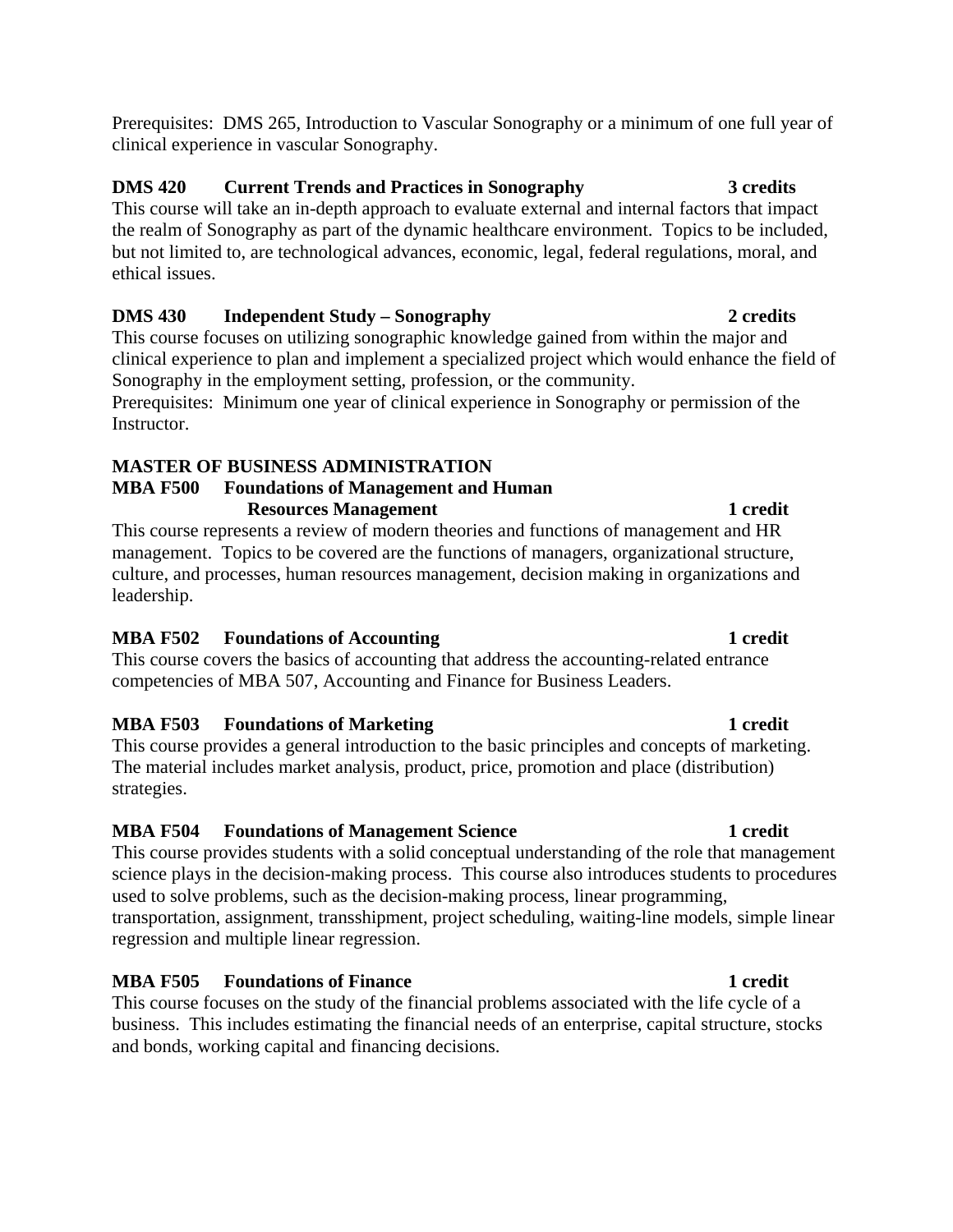Prerequisites: DMS 265, Introduction to Vascular Sonography or a minimum of one full year of clinical experience in vascular Sonography.

**DMS 420 Current Trends and Practices in Sonography 3 credits**

This course will take an in-depth approach to evaluate external and internal factors that impact the realm of Sonography as part of the dynamic healthcare environment. Topics to be included, but not limited to, are technological advances, economic, legal, federal regulations, moral, and ethical issues.

**DMS 430 Independent Study – Sonography 2 credits**

This course focuses on utilizing sonographic knowledge gained from within the major and clinical experience to plan and implement a specialized project which would enhance the field of Sonography in the employment setting, profession, or the community.

Prerequisites: Minimum one year of clinical experience in Sonography or permission of the Instructor.

## MASTER OF BUSINESS ADMINISTRATION

**MBA F500 Foundations of Management and Human Resources Management 1 credit**

This course represents a review of modern theories and functions of management and HR management. Topics to be covered are the functions of managers, organizational structure, culture, and processes, human resources management, decision making in organizations and leadership.

**MBA F502 Foundations of Accounting 1 credit**

This course covers the basics of accounting that address the accounting-related entrance competencies of MBA 507, Accounting and Finance for Business Leaders.

**MBA F503 Foundations of Marketing 1 credit**

This course provides a general introduction to the basic principles and concepts of marketing. The material includes market analysis, product, price, promotion and place (distribution) strategies.

**MBA F504 Foundations of Management Science 1 credit**

This course provides students with a solid conceptual understanding of the role that management science plays in the decision-making process. This course also introduces students to procedures used to solve problems, such as the decision-making process, linear programming, transportation, assignment, transshipment, project scheduling, waiting-line models, simple linear regression and multiple linear regression.

**MBA F505 Foundations of Finance 1 credit**

This course focuses on the study of the financial problems associated with the life cycle of a business. This includes estimating the financial needs of an enterprise, capital structure, stocks and bonds, working capital and financing decisions.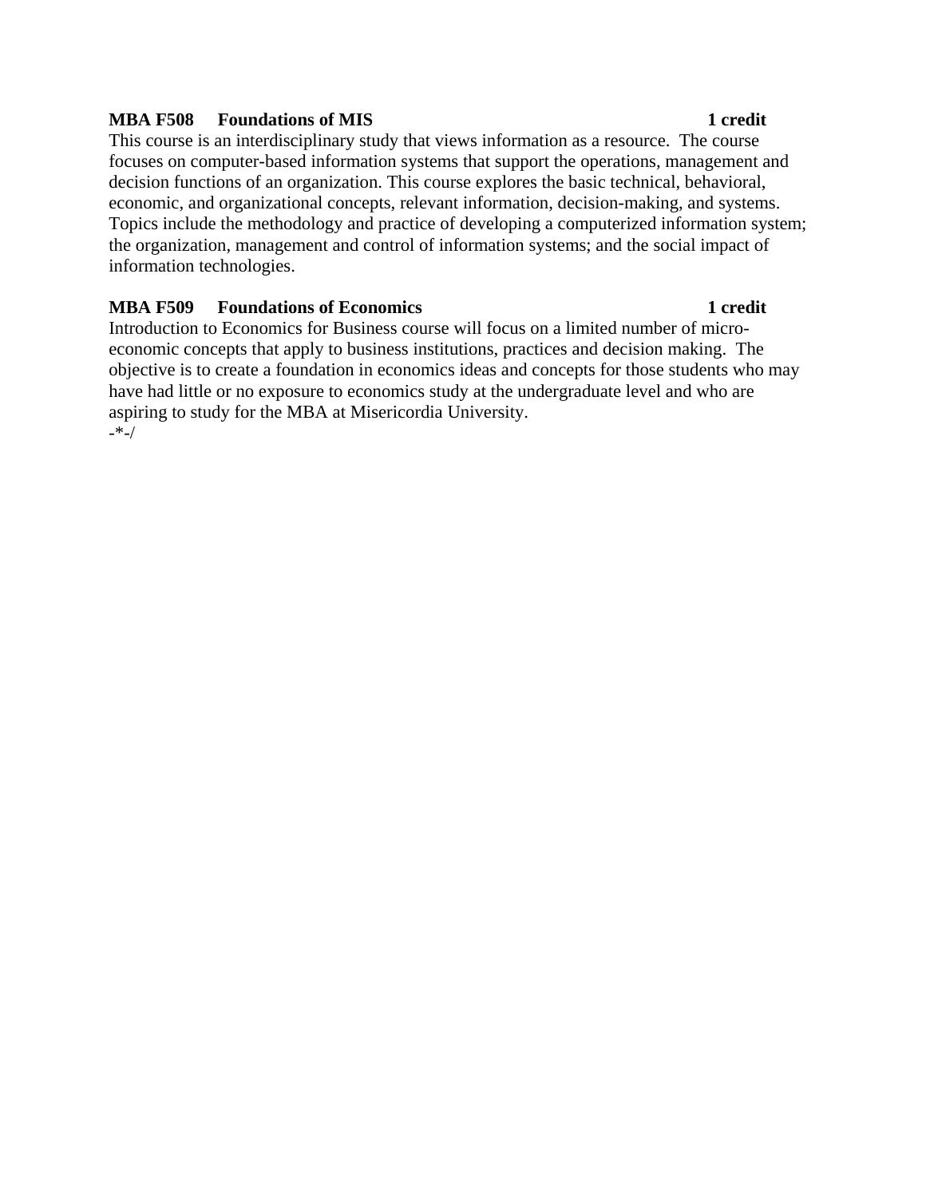**MBA F508 Foundations of MIS 1 credit**

This course is an interdisciplinary study that views information as a resource. The course focuses on computer-based information systems that support the operations, management and decision functions of an organization. This course explores the basic technical, behavioral, economic, and organizational concepts, relevant information, decision-making, and systems. Topics include the methodology and practice of developing a computerized information system; the organization, management and control of information systems; and the social impact of information technologies.

**MBA F509 Foundations of Economics 1 credit**

Introduction to Economics for Business course will focus on a limited number of micro-economic concepts that apply to business institutions, practices and decision making. The objective is to create a foundation in economics ideas and concepts for those students who may have had little or no exposure to economics study at the undergraduate level and who are aspiring to study for the MBA at Misericordia University.
-*-/